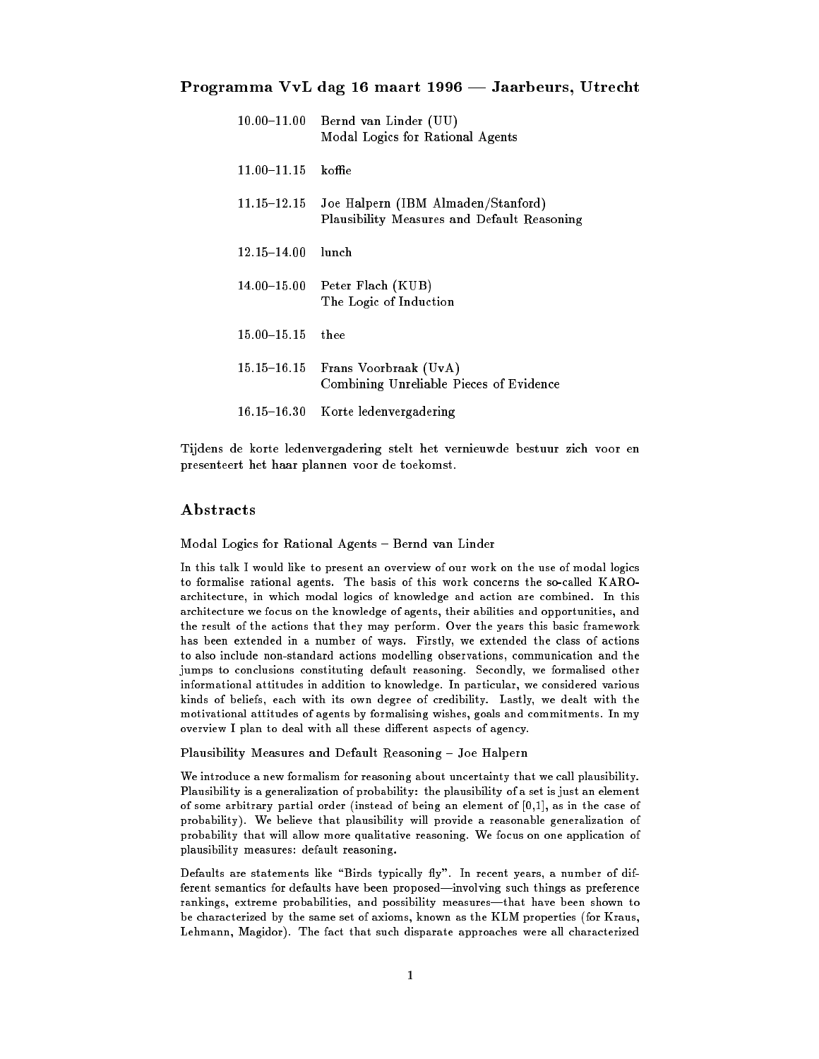## Programma VvL dag 16 maart 1996 — Jaarbeurs, Utrecht

| | |
|---|---|
| 10.00–11.00 | Bernd van Linder (UU)<br>Modal Logics for Rational Agents |
| 11.00–11.15 | koffie |
| 11.15–12.15 | Joe Halpern (IBM Almaden/Stanford)<br>Plausibility Measures and Default Reasoning |
| 12.15–14.00 | lunch |
| 14.00–15.00 | Peter Flach (KUB)<br>The Logic of Induction |
| 15.00–15.15 | thee |
| 15.15–16.15 | Frans Voorbraak (UvA)<br>Combining Unreliable Pieces of Evidence |
| 16.15–16.30 | Korte ledenvergadering |

Tijdens de korte ledenvergadering stelt het vernieuwde bestuur zich voor en presenteert het haar plannen voor de toekomst.

## Abstracts

### Modal Logics for Rational Agents – Bernd van Linder

In this talk I would like to present an overview of our work on the use of modal logics to formalise rational agents. The basis of this work concerns the so-called KARO-architecture, in which modal logics of knowledge and action are combined. In this architecture we focus on the knowledge of agents, their abilities and opportunities, and the result of the actions that they may perform. Over the years this basic framework has been extended in a number of ways. Firstly, we extended the class of actions to also include non-standard actions modelling observations, communication and the jumps to conclusions constituting default reasoning. Secondly, we formalised other informational attitudes in addition to knowledge. In particular, we considered various kinds of beliefs, each with its own degree of credibility. Lastly, we dealt with the motivational attitudes of agents by formalising wishes, goals and commitments. In my overview I plan to deal with all these different aspects of agency.

### Plausibility Measures and Default Reasoning – Joe Halpern

We introduce a new formalism for reasoning about uncertainty that we call plausibility. Plausibility is a generalization of probability: the plausibility of a set is just an element of some arbitrary partial order (instead of being an element of [0,1], as in the case of probability). We believe that plausibility will provide a reasonable generalization of probability that will allow more qualitative reasoning. We focus on one application of plausibility measures: default reasoning.

Defaults are statements like "Birds typically fly". In recent years, a number of different semantics for defaults have been proposed—involving such things as preference rankings, extreme probabilities, and possibility measures—that have been shown to be characterized by the same set of axioms, known as the KLM properties (for Kraus, Lehmann, Magidor). The fact that such disparate approaches were all characterized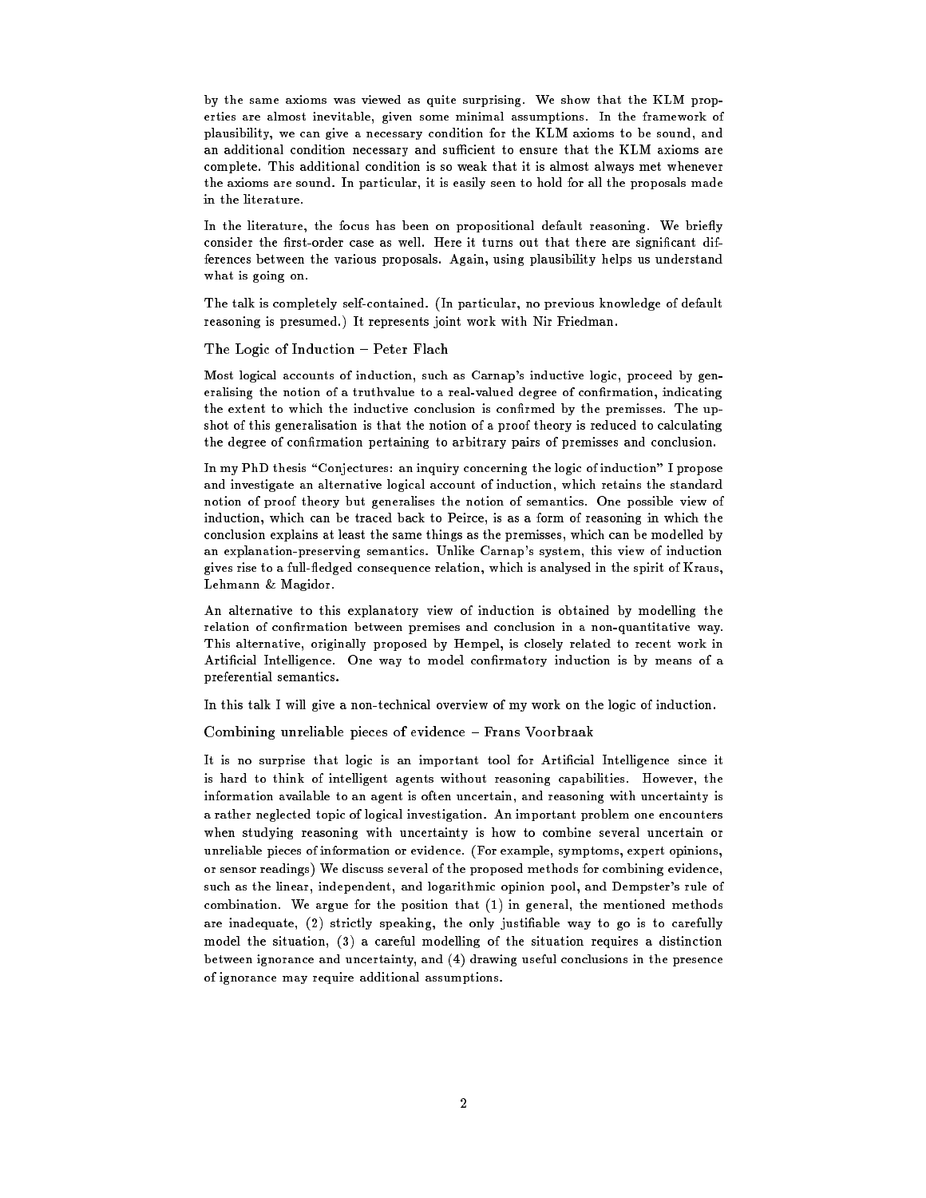by the same axioms was viewed as quite surprising. We show that the KLM properties are almost inevitable, given some minimal assumptions. In the framework of plausibility, we can give a necessary condition for the KLM axioms to be sound, and an additional condition necessary and sufficient to ensure that the KLM axioms are complete. This additional condition is so weak that it is almost always met whenever the axioms are sound. In particular, it is easily seen to hold for all the proposals made in the literature.

In the literature, the focus has been on propositional default reasoning. We briefly consider the first-order case as well. Here it turns out that there are significant differences between the various proposals. Again, using plausibility helps us understand what is going on.

The talk is completely self-contained. (In particular, no previous knowledge of default reasoning is presumed.) It represents joint work with Nir Friedman.

### The Logic of Induction – Peter Flach

Most logical accounts of induction, such as Carnap's inductive logic, proceed by generalising the notion of a truthvalue to a real-valued degree of confirmation, indicating the extent to which the inductive conclusion is confirmed by the premisses. The upshot of this generalisation is that the notion of a proof theory is reduced to calculating the degree of confirmation pertaining to arbitrary pairs of premisses and conclusion.

In my PhD thesis "Conjectures: an inquiry concerning the logic of induction" I propose and investigate an alternative logical account of induction, which retains the standard notion of proof theory but generalises the notion of semantics. One possible view of induction, which can be traced back to Peirce, is as a form of reasoning in which the conclusion explains at least the same things as the premisses, which can be modelled by an explanation-preserving semantics. Unlike Carnap's system, this view of induction gives rise to a full-fledged consequence relation, which is analysed in the spirit of Kraus, Lehmann & Magidor.

An alternative to this explanatory view of induction is obtained by modelling the relation of confirmation between premises and conclusion in a non-quantitative way. This alternative, originally proposed by Hempel, is closely related to recent work in Artificial Intelligence. One way to model confirmatory induction is by means of a preferential semantics.

In this talk I will give a non-technical overview of my work on the logic of induction.

### Combining unreliable pieces of evidence – Frans Voorbraak

It is no surprise that logic is an important tool for Artificial Intelligence since it is hard to think of intelligent agents without reasoning capabilities. However, the information available to an agent is often uncertain, and reasoning with uncertainty is a rather neglected topic of logical investigation. An important problem one encounters when studying reasoning with uncertainty is how to combine several uncertain or unreliable pieces of information or evidence. (For example, symptoms, expert opinions, or sensor readings) We discuss several of the proposed methods for combining evidence, such as the linear, independent, and logarithmic opinion pool, and Dempster's rule of combination. We argue for the position that (1) in general, the mentioned methods are inadequate, (2) strictly speaking, the only justifiable way to go is to carefully model the situation, (3) a careful modelling of the situation requires a distinction between ignorance and uncertainty, and (4) drawing useful conclusions in the presence of ignorance may require additional assumptions.